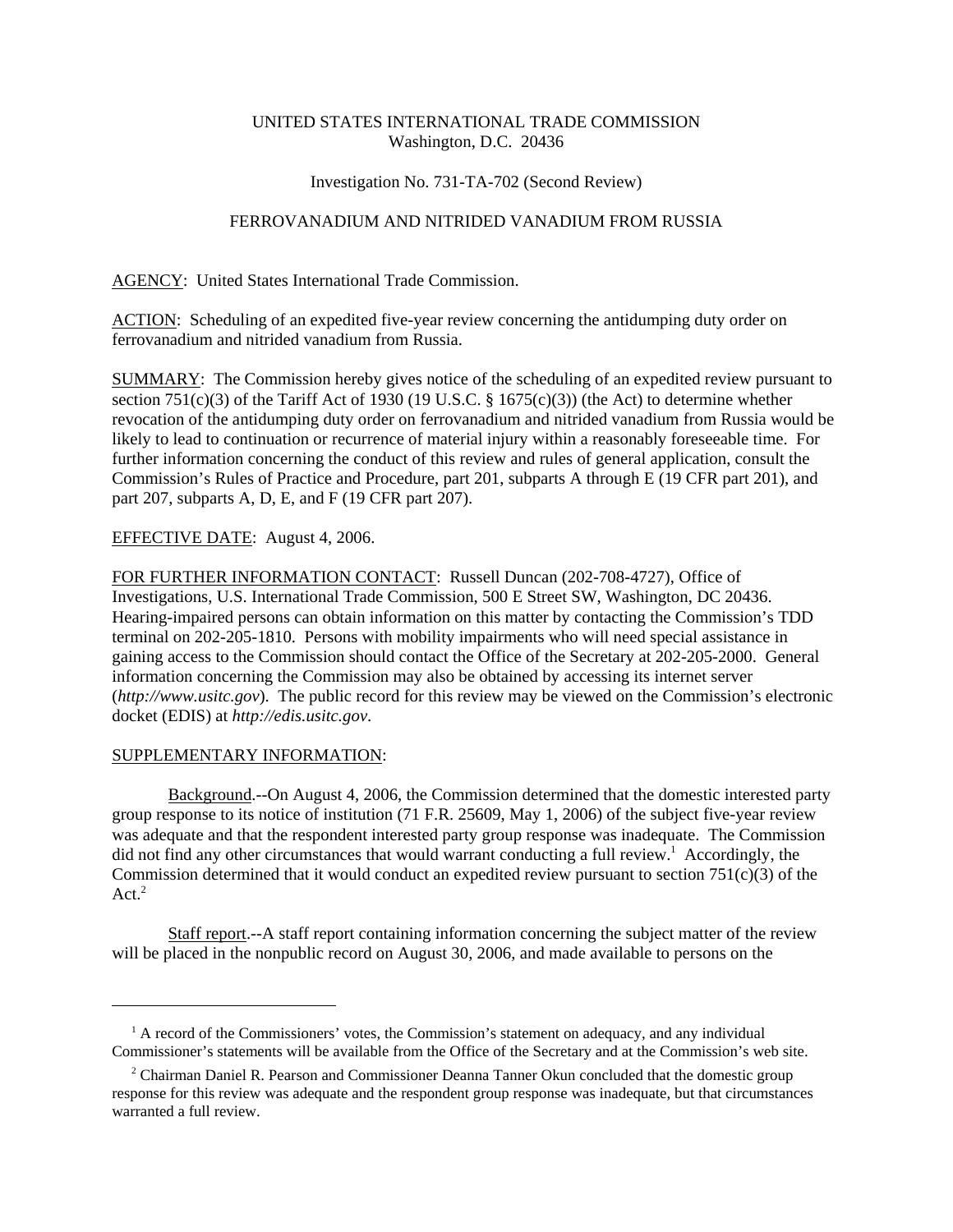UNITED STATES INTERNATIONAL TRADE COMMISSION
Washington, D.C. 20436

Investigation No. 731-TA-702 (Second Review)

FERROVANADIUM AND NITRIDED VANADIUM FROM RUSSIA

AGENCY: United States International Trade Commission.

ACTION: Scheduling of an expedited five-year review concerning the antidumping duty order on ferrovanadium and nitrided vanadium from Russia.

SUMMARY: The Commission hereby gives notice of the scheduling of an expedited review pursuant to section 751(c)(3) of the Tariff Act of 1930 (19 U.S.C. § 1675(c)(3)) (the Act) to determine whether revocation of the antidumping duty order on ferrovanadium and nitrided vanadium from Russia would be likely to lead to continuation or recurrence of material injury within a reasonably foreseeable time. For further information concerning the conduct of this review and rules of general application, consult the Commission's Rules of Practice and Procedure, part 201, subparts A through E (19 CFR part 201), and part 207, subparts A, D, E, and F (19 CFR part 207).

EFFECTIVE DATE: August 4, 2006.

FOR FURTHER INFORMATION CONTACT: Russell Duncan (202-708-4727), Office of Investigations, U.S. International Trade Commission, 500 E Street SW, Washington, DC 20436. Hearing-impaired persons can obtain information on this matter by contacting the Commission's TDD terminal on 202-205-1810. Persons with mobility impairments who will need special assistance in gaining access to the Commission should contact the Office of the Secretary at 202-205-2000. General information concerning the Commission may also be obtained by accessing its internet server (*http://www.usitc.gov*). The public record for this review may be viewed on the Commission's electronic docket (EDIS) at *http://edis.usitc.gov*.

SUPPLEMENTARY INFORMATION:

Background.--On August 4, 2006, the Commission determined that the domestic interested party group response to its notice of institution (71 F.R. 25609, May 1, 2006) of the subject five-year review was adequate and that the respondent interested party group response was inadequate. The Commission did not find any other circumstances that would warrant conducting a full review.[1] Accordingly, the Commission determined that it would conduct an expedited review pursuant to section 751(c)(3) of the Act.[2]

Staff report.--A staff report containing information concerning the subject matter of the review will be placed in the nonpublic record on August 30, 2006, and made available to persons on the

[1] A record of the Commissioners' votes, the Commission's statement on adequacy, and any individual Commissioner's statements will be available from the Office of the Secretary and at the Commission's web site.

[2] Chairman Daniel R. Pearson and Commissioner Deanna Tanner Okun concluded that the domestic group response for this review was adequate and the respondent group response was inadequate, but that circumstances warranted a full review.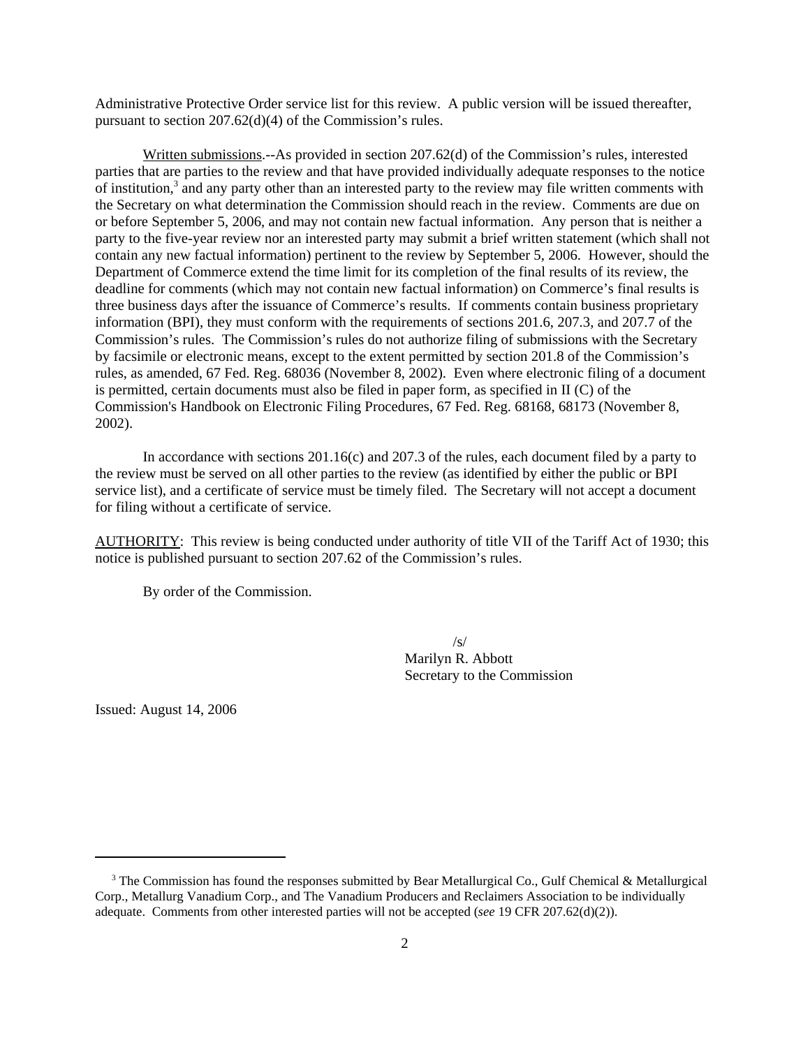Administrative Protective Order service list for this review. A public version will be issued thereafter, pursuant to section 207.62(d)(4) of the Commission's rules.

Written submissions.--As provided in section 207.62(d) of the Commission's rules, interested parties that are parties to the review and that have provided individually adequate responses to the notice of institution,[3] and any party other than an interested party to the review may file written comments with the Secretary on what determination the Commission should reach in the review. Comments are due on or before September 5, 2006, and may not contain new factual information. Any person that is neither a party to the five-year review nor an interested party may submit a brief written statement (which shall not contain any new factual information) pertinent to the review by September 5, 2006. However, should the Department of Commerce extend the time limit for its completion of the final results of its review, the deadline for comments (which may not contain new factual information) on Commerce's final results is three business days after the issuance of Commerce's results. If comments contain business proprietary information (BPI), they must conform with the requirements of sections 201.6, 207.3, and 207.7 of the Commission's rules. The Commission's rules do not authorize filing of submissions with the Secretary by facsimile or electronic means, except to the extent permitted by section 201.8 of the Commission's rules, as amended, 67 Fed. Reg. 68036 (November 8, 2002). Even where electronic filing of a document is permitted, certain documents must also be filed in paper form, as specified in II (C) of the Commission's Handbook on Electronic Filing Procedures, 67 Fed. Reg. 68168, 68173 (November 8, 2002).

In accordance with sections 201.16(c) and 207.3 of the rules, each document filed by a party to the review must be served on all other parties to the review (as identified by either the public or BPI service list), and a certificate of service must be timely filed. The Secretary will not accept a document for filing without a certificate of service.

AUTHORITY: This review is being conducted under authority of title VII of the Tariff Act of 1930; this notice is published pursuant to section 207.62 of the Commission's rules.

By order of the Commission.

/s/
Marilyn R. Abbott
Secretary to the Commission

Issued: August 14, 2006

[3] The Commission has found the responses submitted by Bear Metallurgical Co., Gulf Chemical & Metallurgical Corp., Metallurg Vanadium Corp., and The Vanadium Producers and Reclaimers Association to be individually adequate. Comments from other interested parties will not be accepted (*see* 19 CFR 207.62(d)(2)).